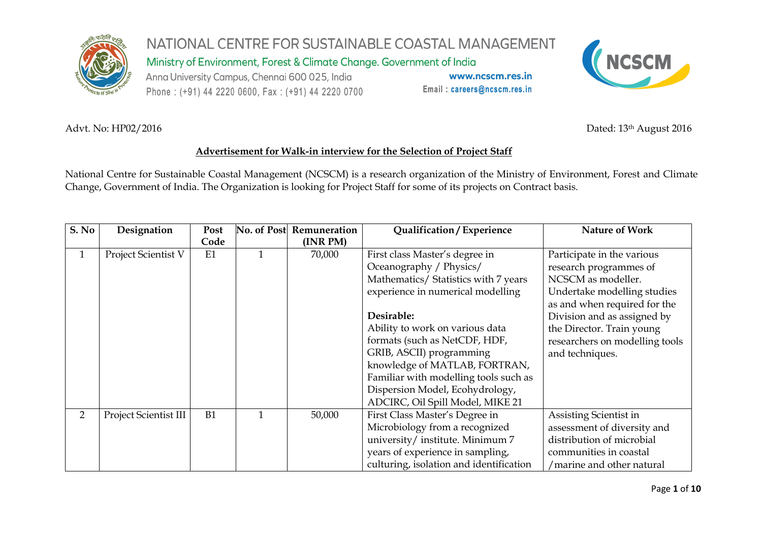# NATIONAL CENTRE FOR SUSTAINABLE COASTAL MANAGEMENT

Ministry of Environment, Forest & Climate Change. Government of India

Anna University Campus, Chennai 600 025, India

Phone : (+91) 44 2220 0600, Fax : (+91) 44 2220 0700

www.ncscm.res.in

Email : careers@ncscm.res.in

Advt. No: HP02/2016

Dated: 13th August 2016

**Advertisement for Walk-in interview for the Selection of Project Staff**

National Centre for Sustainable Coastal Management (NCSCM) is a research organization of the Ministry of Environment, Forest and Climate Change, Government of India. The Organization is looking for Project Staff for some of its projects on Contract basis.

| S. No | Designation | Post Code | No. of Post | Remuneration (INR PM) | Qualification / Experience | Nature of Work |
|---|---|---|---|---|---|---|
| 1 | Project Scientist V | E1 | 1 | 70,000 | First class Master's degree in Oceanography / Physics/ Mathematics/ Statistics with 7 years experience in numerical modelling<br><br>**Desirable:**<br>Ability to work on various data formats (such as NetCDF, HDF, GRIB, ASCII) programming knowledge of MATLAB, FORTRAN, Familiar with modelling tools such as Dispersion Model, Ecohydrology, ADCIRC, Oil Spill Model, MIKE 21 | Participate in the various research programmes of NCSCM as modeller. Undertake modelling studies as and when required for the Division and as assigned by the Director. Train young researchers on modelling tools and techniques. |
| 2 | Project Scientist III | B1 | 1 | 50,000 | First Class Master's Degree in Microbiology from a recognized university/ institute. Minimum 7 years of experience in sampling, culturing, isolation and identification | Assisting Scientist in assessment of diversity and distribution of microbial communities in coastal /marine and other natural |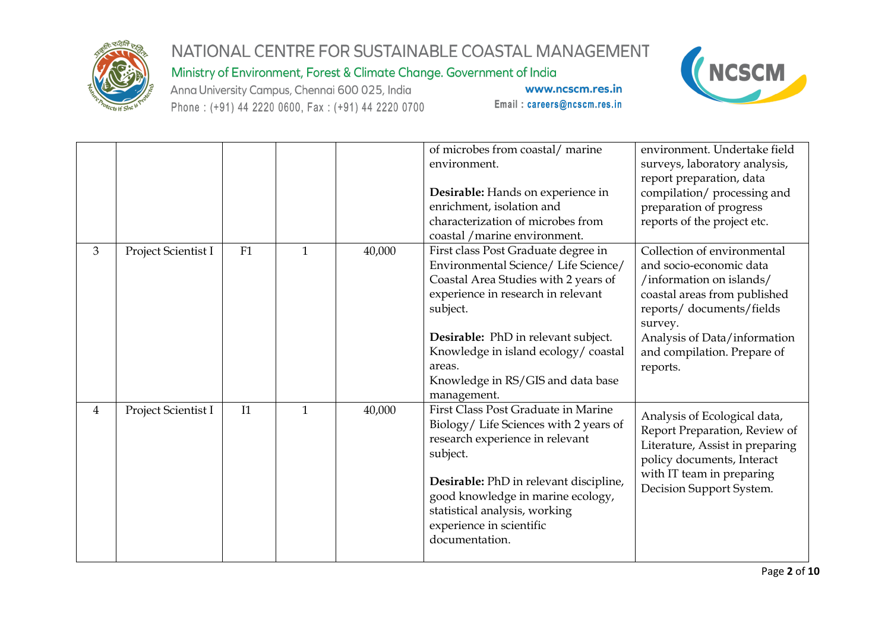|  |  |  |  |  | of microbes from coastal/ marine environment.<br><br>**Desirable:** Hands on experience in enrichment, isolation and characterization of microbes from coastal /marine environment. | environment. Undertake field surveys, laboratory analysis, report preparation, data compilation/ processing and preparation of progress reports of the project etc. |
|---|---|---|---|---|---|---|
| 3 | Project Scientist I | F1 | 1 | 40,000 | First class Post Graduate degree in Environmental Science/ Life Science/ Coastal Area Studies with 2 years of experience in research in relevant subject.<br><br>**Desirable:** PhD in relevant subject. Knowledge in island ecology/ coastal areas.<br>Knowledge in RS/GIS and data base management. | Collection of environmental and socio-economic data /information on islands/ coastal areas from published reports/ documents/fields survey.<br>Analysis of Data/information and compilation. Prepare of reports. |
| 4 | Project Scientist I | I1 | 1 | 40,000 | First Class Post Graduate in Marine Biology/ Life Sciences with 2 years of research experience in relevant subject.<br><br>**Desirable:** PhD in relevant discipline, good knowledge in marine ecology, statistical analysis, working experience in scientific documentation. | Analysis of Ecological data, Report Preparation, Review of Literature, Assist in preparing policy documents, Interact with IT team in preparing Decision Support System. |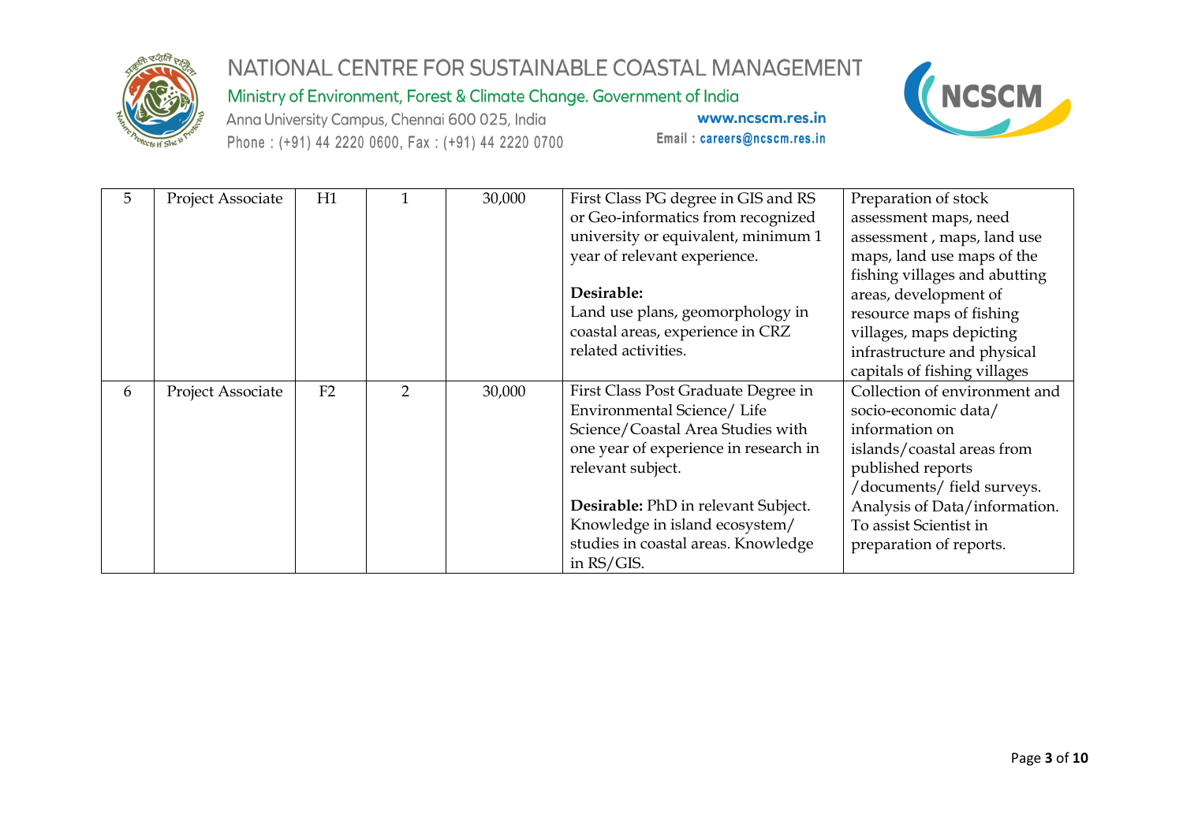| 5 | Project Associate | H1 | 1 | 30,000 | First Class PG degree in GIS and RS or Geo-informatics from recognized university or equivalent, minimum 1 year of relevant experience.<br><br>**Desirable:**<br>Land use plans, geomorphology in coastal areas, experience in CRZ related activities. | Preparation of stock assessment maps, need assessment , maps, land use maps, land use maps of the fishing villages and abutting areas, development of resource maps of fishing villages, maps depicting infrastructure and physical capitals of fishing villages |
|---|---|---|---|---|---|---|
| 6 | Project Associate | F2 | 2 | 30,000 | First Class Post Graduate Degree in Environmental Science/ Life Science/Coastal Area Studies with one year of experience in research in relevant subject.<br><br>**Desirable:** PhD in relevant Subject. Knowledge in island ecosystem/ studies in coastal areas. Knowledge in RS/GIS. | Collection of environment and socio-economic data/ information on islands/coastal areas from published reports /documents/ field surveys. Analysis of Data/information. To assist Scientist in preparation of reports. |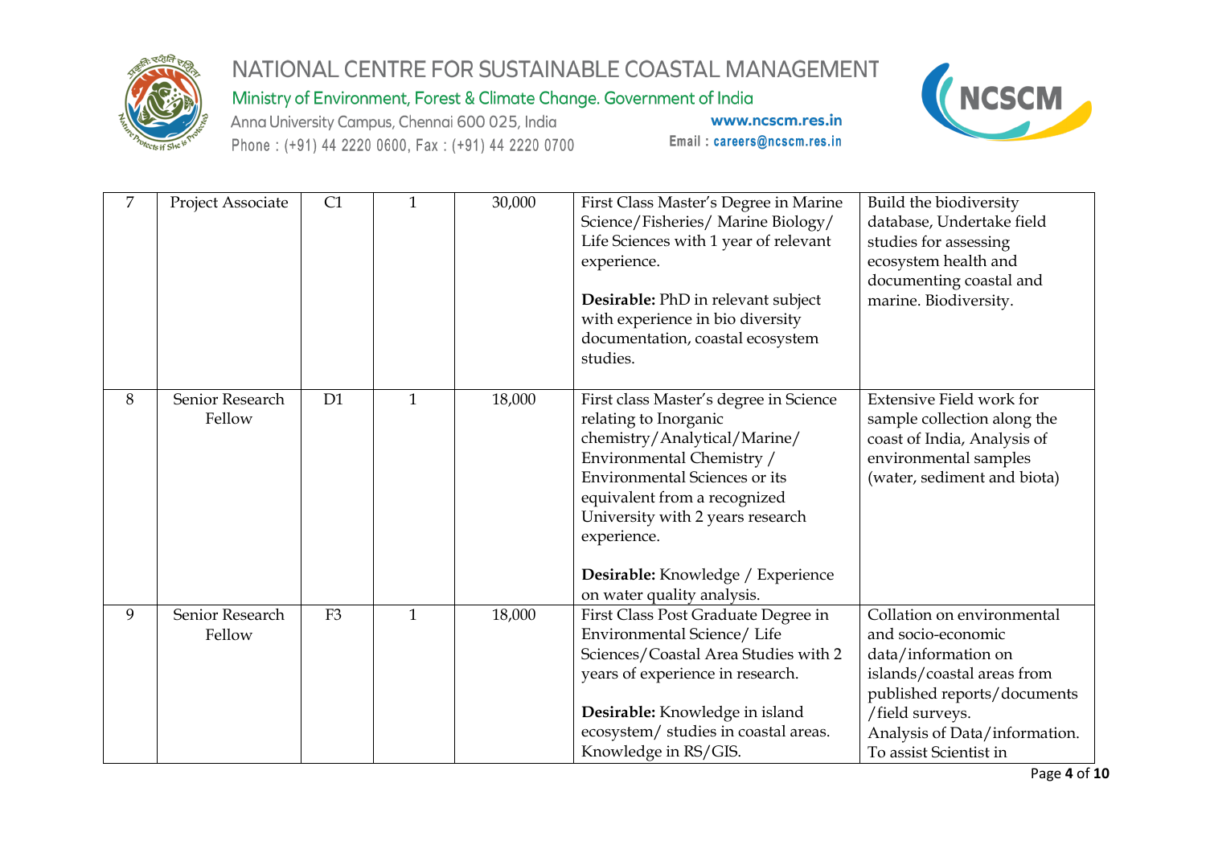| 7 | Project Associate | C1 | 1 | 30,000 | First Class Master's Degree in Marine Science/Fisheries/ Marine Biology/ Life Sciences with 1 year of relevant experience.<br><br>**Desirable:** PhD in relevant subject with experience in bio diversity documentation, coastal ecosystem studies. | Build the biodiversity database, Undertake field studies for assessing ecosystem health and documenting coastal and marine. Biodiversity. |
|---|---|---|---|---|---|---|
| 8 | Senior Research Fellow | D1 | 1 | 18,000 | First class Master's degree in Science relating to Inorganic chemistry/Analytical/Marine/ Environmental Chemistry / Environmental Sciences or its equivalent from a recognized University with 2 years research experience.<br><br>**Desirable:** Knowledge / Experience on water quality analysis. | Extensive Field work for sample collection along the coast of India, Analysis of environmental samples (water, sediment and biota) |
| 9 | Senior Research Fellow | F3 | 1 | 18,000 | First Class Post Graduate Degree in Environmental Science/ Life Sciences/Coastal Area Studies with 2 years of experience in research.<br><br>**Desirable:** Knowledge in island ecosystem/ studies in coastal areas. Knowledge in RS/GIS. | Collation on environmental and socio-economic data/information on islands/coastal areas from published reports/documents /field surveys.<br>Analysis of Data/information.<br>To assist Scientist in |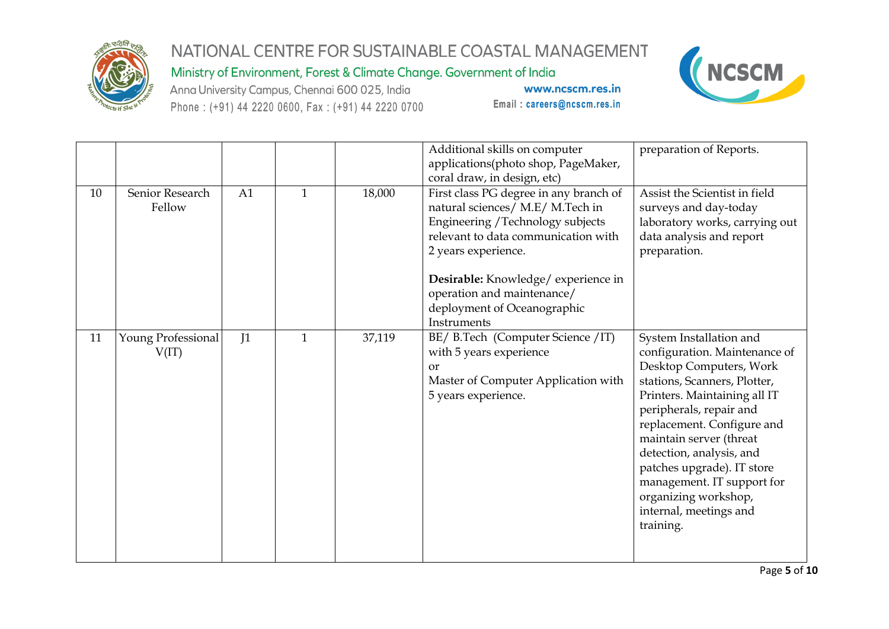| | | | | | Additional skills on computer applications(photo shop, PageMaker, coral draw, in design, etc) | preparation of Reports. |
|---|---|---|---|---|---|---|
| 10 | Senior Research Fellow | A1 | 1 | 18,000 | First class PG degree in any branch of natural sciences/ M.E/ M.Tech in Engineering /Technology subjects relevant to data communication with 2 years experience.<br><br>**Desirable:** Knowledge/ experience in operation and maintenance/ deployment of Oceanographic Instruments | Assist the Scientist in field surveys and day-today laboratory works, carrying out data analysis and report preparation. |
| 11 | Young Professional V(IT) | J1 | 1 | 37,119 | BE/ B.Tech (Computer Science /IT) with 5 years experience<br>or<br>Master of Computer Application with 5 years experience. | System Installation and configuration. Maintenance of Desktop Computers, Work stations, Scanners, Plotter, Printers. Maintaining all IT peripherals, repair and replacement. Configure and maintain server (threat detection, analysis, and patches upgrade). IT store management. IT support for organizing workshop, internal, meetings and training. |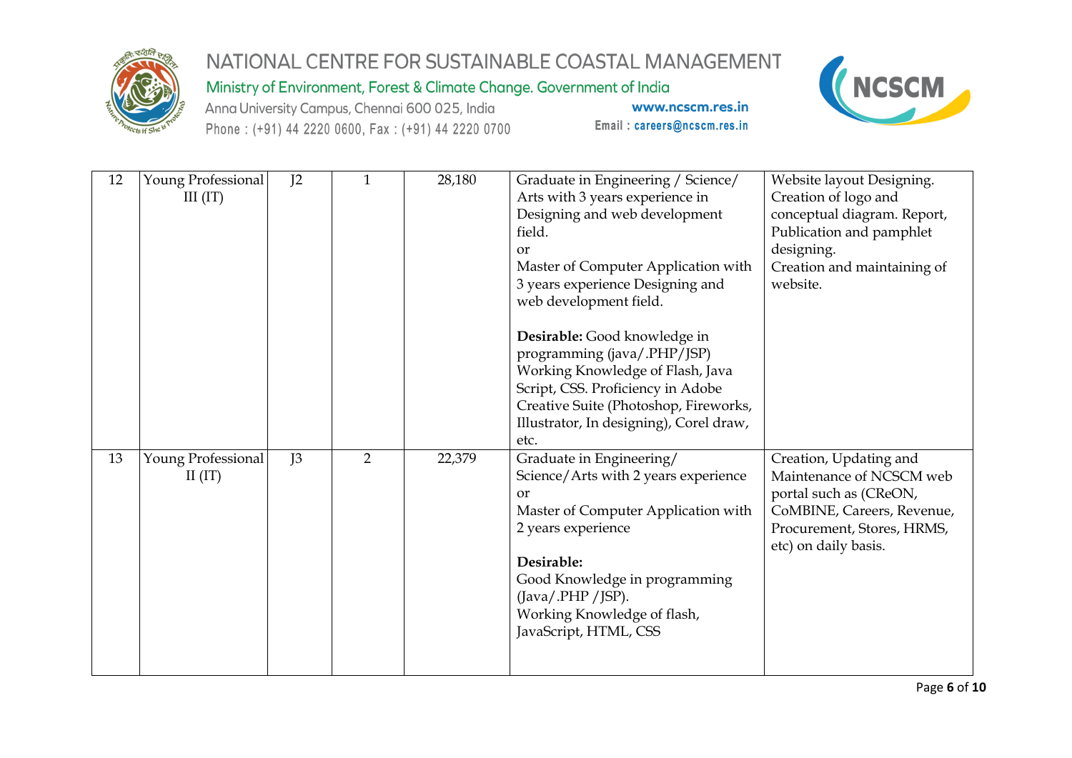| 12 | Young Professional III (IT) | J2 | 1 | 28,180 | Graduate in Engineering / Science/ Arts with 3 years experience in Designing and web development field.<br>or<br>Master of Computer Application with 3 years experience Designing and web development field.<br><br>**Desirable:** Good knowledge in programming (java/.PHP/JSP) Working Knowledge of Flash, Java Script, CSS. Proficiency in Adobe Creative Suite (Photoshop, Fireworks, Illustrator, In designing), Corel draw, etc. | Website layout Designing.<br>Creation of logo and conceptual diagram. Report, Publication and pamphlet designing.<br>Creation and maintaining of website. |
|---|---|---|---|---|---|---|
| 13 | Young Professional II (IT) | J3 | 2 | 22,379 | Graduate in Engineering/ Science/Arts with 2 years experience<br>or<br>Master of Computer Application with 2 years experience<br><br>**Desirable:**<br>Good Knowledge in programming (Java/.PHP /JSP).<br>Working Knowledge of flash, JavaScript, HTML, CSS | Creation, Updating and Maintenance of NCSCM web portal such as (CReON, CoMBINE, Careers, Revenue, Procurement, Stores, HRMS, etc) on daily basis. |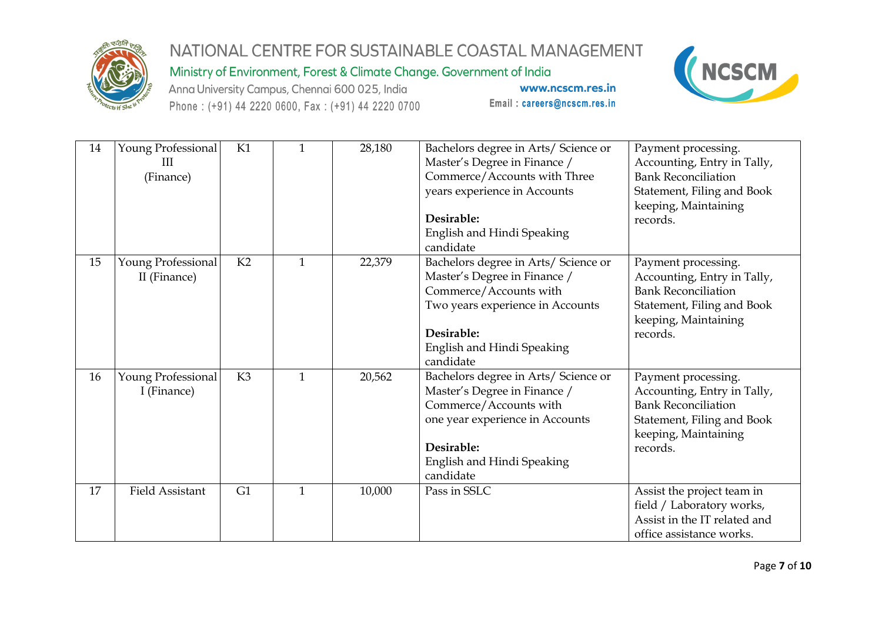| 14 | Young Professional III (Finance) | K1 | 1 | 28,180 | Bachelors degree in Arts/ Science or Master's Degree in Finance / Commerce/Accounts with Three years experience in Accounts<br><br>**Desirable:**<br>English and Hindi Speaking candidate | Payment processing. Accounting, Entry in Tally, Bank Reconciliation Statement, Filing and Book keeping, Maintaining records. |
|---|---|---|---|---|---|---|
| 15 | Young Professional II (Finance) | K2 | 1 | 22,379 | Bachelors degree in Arts/ Science or Master's Degree in Finance / Commerce/Accounts with Two years experience in Accounts<br><br>**Desirable:**<br>English and Hindi Speaking candidate | Payment processing. Accounting, Entry in Tally, Bank Reconciliation Statement, Filing and Book keeping, Maintaining records. |
| 16 | Young Professional I (Finance) | K3 | 1 | 20,562 | Bachelors degree in Arts/ Science or Master's Degree in Finance / Commerce/Accounts with one year experience in Accounts<br><br>**Desirable:**<br>English and Hindi Speaking candidate | Payment processing. Accounting, Entry in Tally, Bank Reconciliation Statement, Filing and Book keeping, Maintaining records. |
| 17 | Field Assistant | G1 | 1 | 10,000 | Pass in SSLC | Assist the project team in field / Laboratory works, Assist in the IT related and office assistance works. |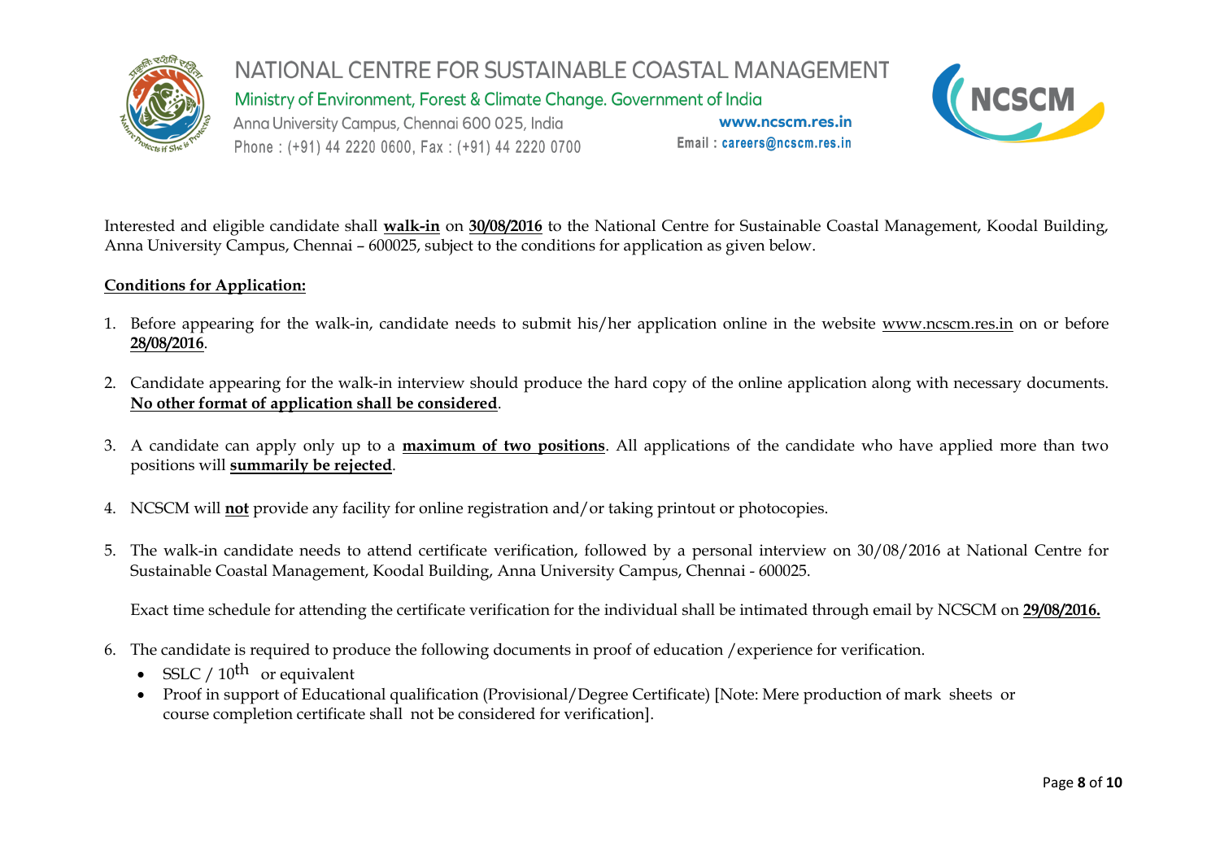Interested and eligible candidate shall **walk-in** on **30/08/2016** to the National Centre for Sustainable Coastal Management, Koodal Building, Anna University Campus, Chennai – 600025, subject to the conditions for application as given below.

**Conditions for Application:**

1. Before appearing for the walk-in, candidate needs to submit his/her application online in the website www.ncscm.res.in on or before **28/08/2016**.

2. Candidate appearing for the walk-in interview should produce the hard copy of the online application along with necessary documents. **No other format of application shall be considered**.

3. A candidate can apply only up to a **maximum of two positions**. All applications of the candidate who have applied more than two positions will **summarily be rejected**.

4. NCSCM will **not** provide any facility for online registration and/or taking printout or photocopies.

5. The walk-in candidate needs to attend certificate verification, followed by a personal interview on 30/08/2016 at National Centre for Sustainable Coastal Management, Koodal Building, Anna University Campus, Chennai - 600025.

   Exact time schedule for attending the certificate verification for the individual shall be intimated through email by NCSCM on **29/08/2016.**

6. The candidate is required to produce the following documents in proof of education /experience for verification.
   - SSLC / 10th or equivalent
   - Proof in support of Educational qualification (Provisional/Degree Certificate) [Note: Mere production of mark sheets or course completion certificate shall not be considered for verification].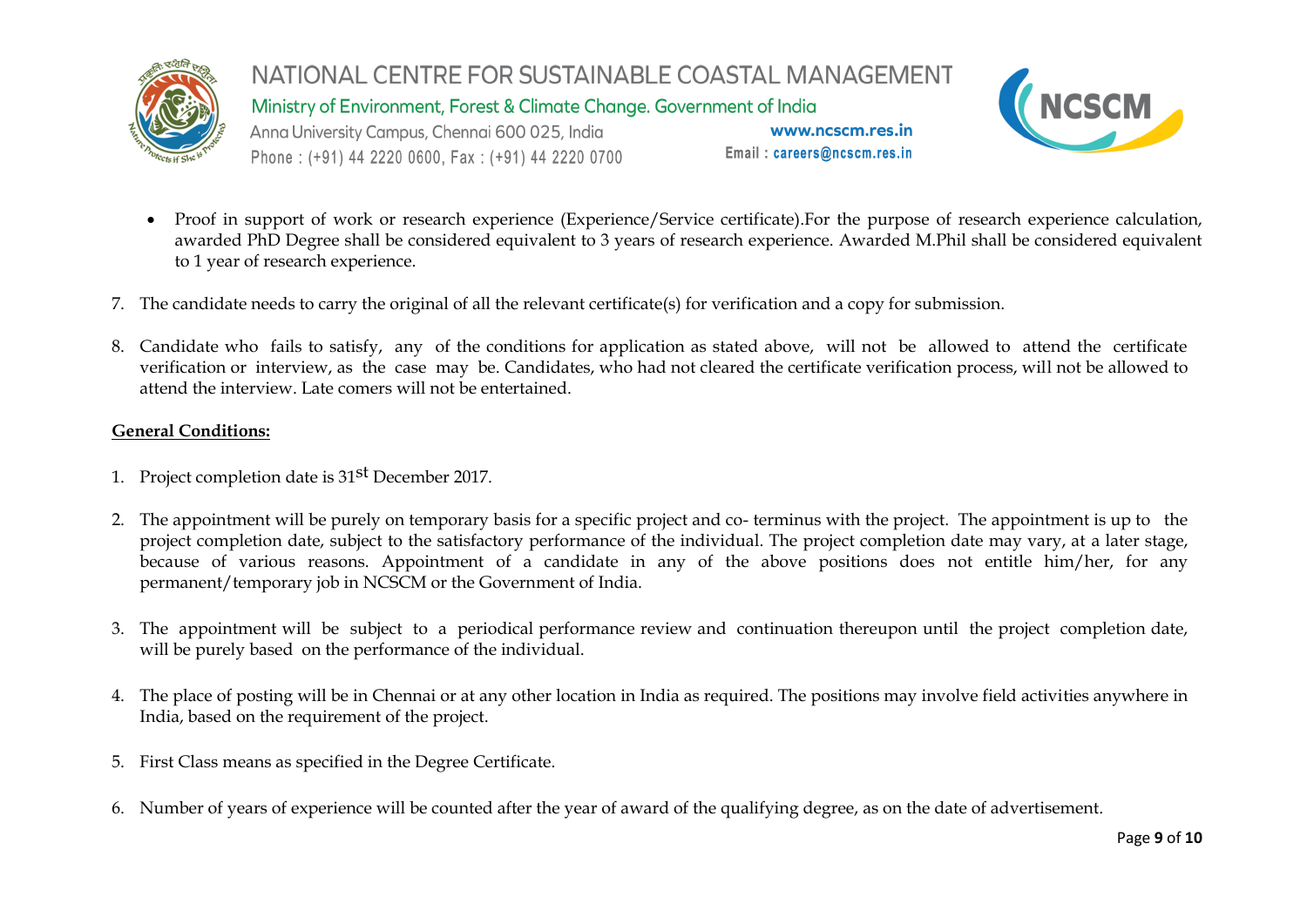- Proof in support of work or research experience (Experience/Service certificate).For the purpose of research experience calculation, awarded PhD Degree shall be considered equivalent to 3 years of research experience. Awarded M.Phil shall be considered equivalent to 1 year of research experience.

7. The candidate needs to carry the original of all the relevant certificate(s) for verification and a copy for submission.

8. Candidate who fails to satisfy, any of the conditions for application as stated above, will not be allowed to attend the certificate verification or interview, as the case may be. Candidates, who had not cleared the certificate verification process, will not be allowed to attend the interview. Late comers will not be entertained.

**General Conditions:**

1. Project completion date is 31st December 2017.

2. The appointment will be purely on temporary basis for a specific project and co- terminus with the project. The appointment is up to the project completion date, subject to the satisfactory performance of the individual. The project completion date may vary, at a later stage, because of various reasons. Appointment of a candidate in any of the above positions does not entitle him/her, for any permanent/temporary job in NCSCM or the Government of India.

3. The appointment will be subject to a periodical performance review and continuation thereupon until the project completion date, will be purely based on the performance of the individual.

4. The place of posting will be in Chennai or at any other location in India as required. The positions may involve field activities anywhere in India, based on the requirement of the project.

5. First Class means as specified in the Degree Certificate.

6. Number of years of experience will be counted after the year of award of the qualifying degree, as on the date of advertisement.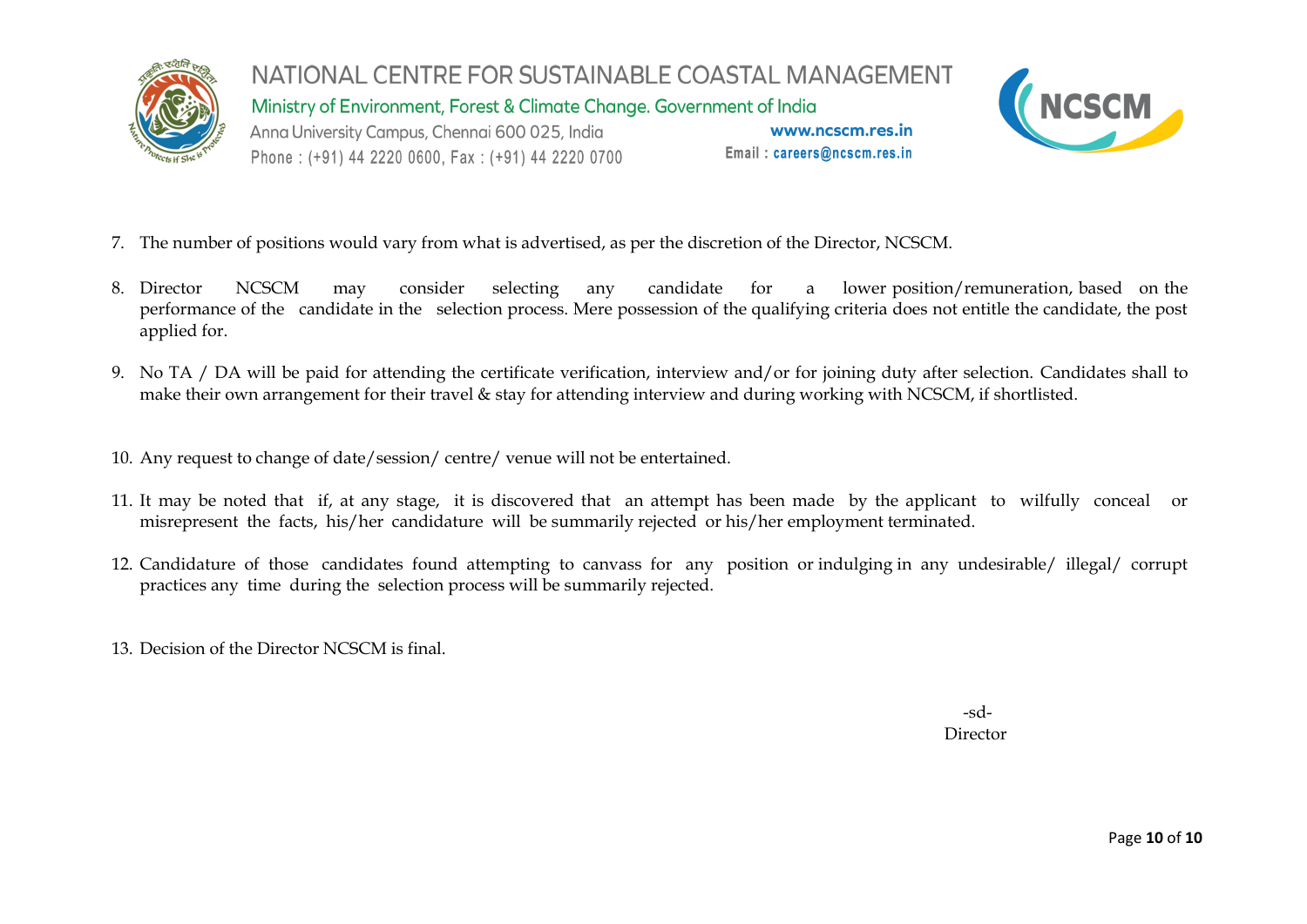7. The number of positions would vary from what is advertised, as per the discretion of the Director, NCSCM.

8. Director NCSCM may consider selecting any candidate for a lower position/remuneration, based on the performance of the candidate in the selection process. Mere possession of the qualifying criteria does not entitle the candidate, the post applied for.

9. No TA / DA will be paid for attending the certificate verification, interview and/or for joining duty after selection. Candidates shall to make their own arrangement for their travel & stay for attending interview and during working with NCSCM, if shortlisted.

10. Any request to change of date/session/ centre/ venue will not be entertained.

11. It may be noted that if, at any stage, it is discovered that an attempt has been made by the applicant to wilfully conceal or misrepresent the facts, his/her candidature will be summarily rejected or his/her employment terminated.

12. Candidature of those candidates found attempting to canvass for any position or indulging in any undesirable/ illegal/ corrupt practices any time during the selection process will be summarily rejected.

13. Decision of the Director NCSCM is final.

-sd-
Director